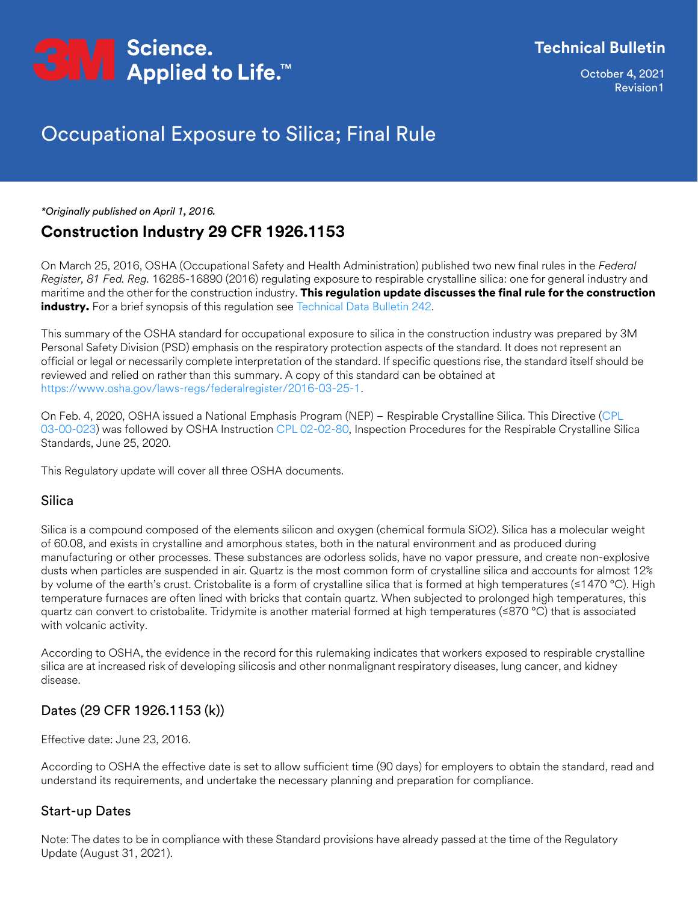3M Science. Applied to Life.™

**Technical Bulletin**

October 4, 2021
Revision1

# Occupational Exposure to Silica; Final Rule

*\*Originally published on April 1, 2016.*

## Construction Industry 29 CFR 1926.1153

On March 25, 2016, OSHA (Occupational Safety and Health Administration) published two new final rules in the *Federal Register, 81 Fed. Reg.* 16285-16890 (2016) regulating exposure to respirable crystalline silica: one for general industry and maritime and the other for the construction industry. **This regulation update discusses the final rule for the construction industry.** For a brief synopsis of this regulation see Technical Data Bulletin 242.

This summary of the OSHA standard for occupational exposure to silica in the construction industry was prepared by 3M Personal Safety Division (PSD) emphasis on the respiratory protection aspects of the standard. It does not represent an official or legal or necessarily complete interpretation of the standard. If specific questions rise, the standard itself should be reviewed and relied on rather than this summary. A copy of this standard can be obtained at https://www.osha.gov/laws-regs/federalregister/2016-03-25-1.

On Feb. 4, 2020, OSHA issued a National Emphasis Program (NEP) – Respirable Crystalline Silica. This Directive (CPL 03-00-023) was followed by OSHA Instruction CPL 02-02-80, Inspection Procedures for the Respirable Crystalline Silica Standards, June 25, 2020.

This Regulatory update will cover all three OSHA documents.

### Silica

Silica is a compound composed of the elements silicon and oxygen (chemical formula $SiO_2$). Silica has a molecular weight of 60.08, and exists in crystalline and amorphous states, both in the natural environment and as produced during manufacturing or other processes. These substances are odorless solids, have no vapor pressure, and create non-explosive dusts when particles are suspended in air. Quartz is the most common form of crystalline silica and accounts for almost 12% by volume of the earth's crust. Cristobalite is a form of crystalline silica that is formed at high temperatures (≤1470 °C). High temperature furnaces are often lined with bricks that contain quartz. When subjected to prolonged high temperatures, this quartz can convert to cristobalite. Tridymite is another material formed at high temperatures (≤870 °C) that is associated with volcanic activity.

According to OSHA, the evidence in the record for this rulemaking indicates that workers exposed to respirable crystalline silica are at increased risk of developing silicosis and other nonmalignant respiratory diseases, lung cancer, and kidney disease.

### Dates (29 CFR 1926.1153 (k))

Effective date: June 23, 2016.

According to OSHA the effective date is set to allow sufficient time (90 days) for employers to obtain the standard, read and understand its requirements, and undertake the necessary planning and preparation for compliance.

### Start-up Dates

Note: The dates to be in compliance with these Standard provisions have already passed at the time of the Regulatory Update (August 31, 2021).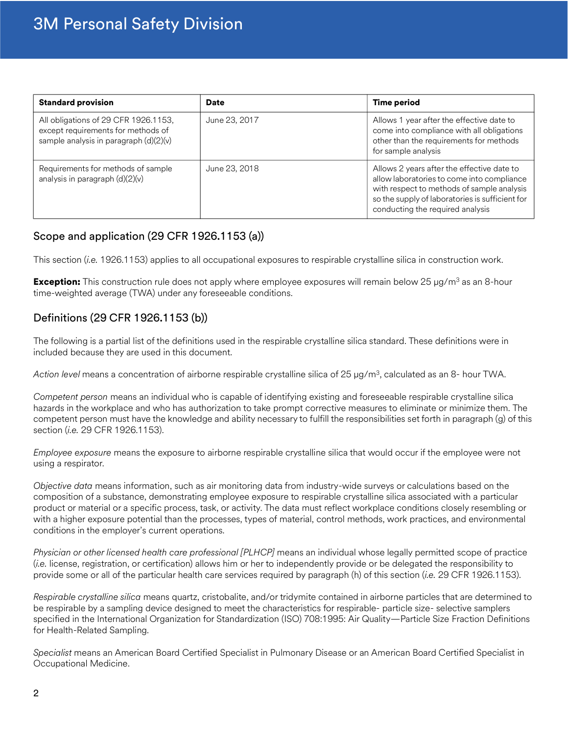| Standard provision | Date | Time period |
| --- | --- | --- |
| All obligations of 29 CFR 1926.1153, except requirements for methods of sample analysis in paragraph (d)(2)(v) | June 23, 2017 | Allows 1 year after the effective date to come into compliance with all obligations other than the requirements for methods for sample analysis |
| Requirements for methods of sample analysis in paragraph (d)(2)(v) | June 23, 2018 | Allows 2 years after the effective date to allow laboratories to come into compliance with respect to methods of sample analysis so the supply of laboratories is sufficient for conducting the required analysis |

## Scope and application (29 CFR 1926.1153 (a))

This section (*i.e.* 1926.1153) applies to all occupational exposures to respirable crystalline silica in construction work.

**Exception:** This construction rule does not apply where employee exposures will remain below 25 μg/m$^3$ as an 8-hour time-weighted average (TWA) under any foreseeable conditions.

## Definitions (29 CFR 1926.1153 (b))

The following is a partial list of the definitions used in the respirable crystalline silica standard. These definitions were in included because they are used in this document.

*Action level* means a concentration of airborne respirable crystalline silica of 25 μg/m$^3$, calculated as an 8- hour TWA.

*Competent person* means an individual who is capable of identifying existing and foreseeable respirable crystalline silica hazards in the workplace and who has authorization to take prompt corrective measures to eliminate or minimize them. The competent person must have the knowledge and ability necessary to fulfill the responsibilities set forth in paragraph (g) of this section (*i.e.* 29 CFR 1926.1153).

*Employee exposure* means the exposure to airborne respirable crystalline silica that would occur if the employee were not using a respirator.

*Objective data* means information, such as air monitoring data from industry-wide surveys or calculations based on the composition of a substance, demonstrating employee exposure to respirable crystalline silica associated with a particular product or material or a specific process, task, or activity. The data must reflect workplace conditions closely resembling or with a higher exposure potential than the processes, types of material, control methods, work practices, and environmental conditions in the employer's current operations.

*Physician or other licensed health care professional [PLHCP]* means an individual whose legally permitted scope of practice (*i.e.* license, registration, or certification) allows him or her to independently provide or be delegated the responsibility to provide some or all of the particular health care services required by paragraph (h) of this section (*i.e.* 29 CFR 1926.1153).

*Respirable crystalline silica* means quartz, cristobalite, and/or tridymite contained in airborne particles that are determined to be respirable by a sampling device designed to meet the characteristics for respirable- particle size- selective samplers specified in the International Organization for Standardization (ISO) 708:1995: Air Quality—Particle Size Fraction Definitions for Health-Related Sampling.

*Specialist* means an American Board Certified Specialist in Pulmonary Disease or an American Board Certified Specialist in Occupational Medicine.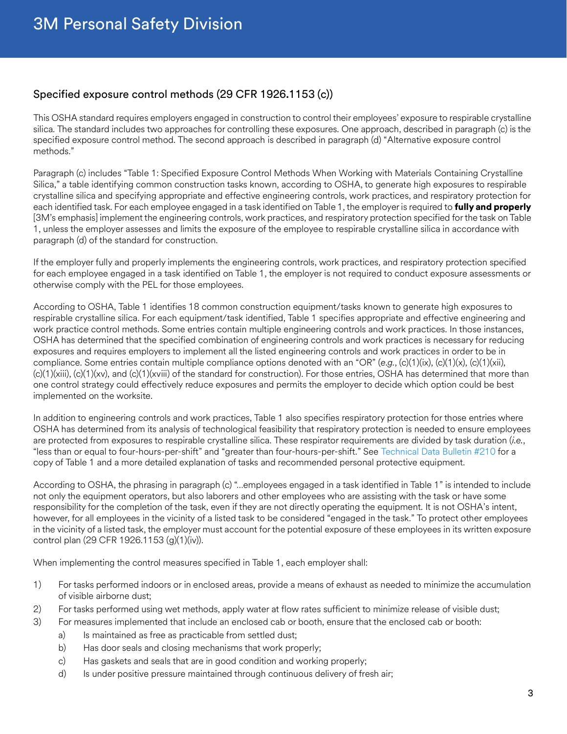## Specified exposure control methods (29 CFR 1926.1153 (c))

This OSHA standard requires employers engaged in construction to control their employees' exposure to respirable crystalline silica. The standard includes two approaches for controlling these exposures. One approach, described in paragraph (c) is the specified exposure control method. The second approach is described in paragraph (d) "Alternative exposure control methods."

Paragraph (c) includes "Table 1: Specified Exposure Control Methods When Working with Materials Containing Crystalline Silica," a table identifying common construction tasks known, according to OSHA, to generate high exposures to respirable crystalline silica and specifying appropriate and effective engineering controls, work practices, and respiratory protection for each identified task. For each employee engaged in a task identified on Table 1, the employer is required to **fully and properly** [3M's emphasis] implement the engineering controls, work practices, and respiratory protection specified for the task on Table 1, unless the employer assesses and limits the exposure of the employee to respirable crystalline silica in accordance with paragraph (d) of the standard for construction.

If the employer fully and properly implements the engineering controls, work practices, and respiratory protection specified for each employee engaged in a task identified on Table 1, the employer is not required to conduct exposure assessments or otherwise comply with the PEL for those employees.

According to OSHA, Table 1 identifies 18 common construction equipment/tasks known to generate high exposures to respirable crystalline silica. For each equipment/task identified, Table 1 specifies appropriate and effective engineering and work practice control methods. Some entries contain multiple engineering controls and work practices. In those instances, OSHA has determined that the specified combination of engineering controls and work practices is necessary for reducing exposures and requires employers to implement all the listed engineering controls and work practices in order to be in compliance. Some entries contain multiple compliance options denoted with an "OR" (*e.g.*, (c)(1)(ix), (c)(1)(x), (c)(1)(xii), (c)(1)(xiii), (c)(1)(xv), and (c)(1)(xviii) of the standard for construction). For those entries, OSHA has determined that more than one control strategy could effectively reduce exposures and permits the employer to decide which option could be best implemented on the worksite.

In addition to engineering controls and work practices, Table 1 also specifies respiratory protection for those entries where OSHA has determined from its analysis of technological feasibility that respiratory protection is needed to ensure employees are protected from exposures to respirable crystalline silica. These respirator requirements are divided by task duration (*i.e.*, "less than or equal to four-hours-per-shift" and "greater than four-hours-per-shift." See Technical Data Bulletin #210 for a copy of Table 1 and a more detailed explanation of tasks and recommended personal protective equipment.

According to OSHA, the phrasing in paragraph (c) "...employees engaged in a task identified in Table 1" is intended to include not only the equipment operators, but also laborers and other employees who are assisting with the task or have some responsibility for the completion of the task, even if they are not directly operating the equipment. It is not OSHA's intent, however, for all employees in the vicinity of a listed task to be considered "engaged in the task." To protect other employees in the vicinity of a listed task, the employer must account for the potential exposure of these employees in its written exposure control plan (29 CFR 1926.1153 (g)(1)(iv)).

When implementing the control measures specified in Table 1, each employer shall:

1) For tasks performed indoors or in enclosed areas, provide a means of exhaust as needed to minimize the accumulation of visible airborne dust;
2) For tasks performed using wet methods, apply water at flow rates sufficient to minimize release of visible dust;
3) For measures implemented that include an enclosed cab or booth, ensure that the enclosed cab or booth:
    a) Is maintained as free as practicable from settled dust;
    b) Has door seals and closing mechanisms that work properly;
    c) Has gaskets and seals that are in good condition and working properly;
    d) Is under positive pressure maintained through continuous delivery of fresh air;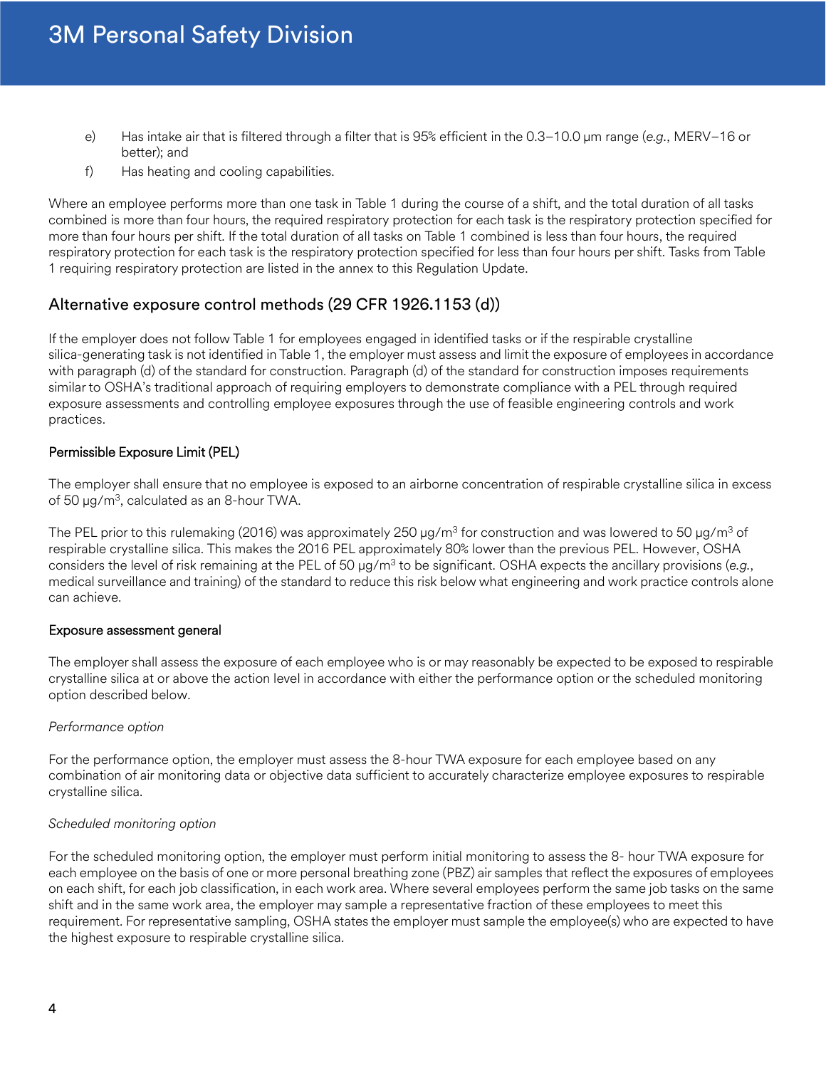e) Has intake air that is filtered through a filter that is 95% efficient in the 0.3–10.0 μm range (*e.g.*, MERV–16 or better); and

f) Has heating and cooling capabilities.

Where an employee performs more than one task in Table 1 during the course of a shift, and the total duration of all tasks combined is more than four hours, the required respiratory protection for each task is the respiratory protection specified for more than four hours per shift. If the total duration of all tasks on Table 1 combined is less than four hours, the required respiratory protection for each task is the respiratory protection specified for less than four hours per shift. Tasks from Table 1 requiring respiratory protection are listed in the annex to this Regulation Update.

## Alternative exposure control methods (29 CFR 1926.1153 (d))

If the employer does not follow Table 1 for employees engaged in identified tasks or if the respirable crystalline silica-generating task is not identified in Table 1, the employer must assess and limit the exposure of employees in accordance with paragraph (d) of the standard for construction. Paragraph (d) of the standard for construction imposes requirements similar to OSHA's traditional approach of requiring employers to demonstrate compliance with a PEL through required exposure assessments and controlling employee exposures through the use of feasible engineering controls and work practices.

### Permissible Exposure Limit (PEL)

The employer shall ensure that no employee is exposed to an airborne concentration of respirable crystalline silica in excess of 50 μg/m$^3$, calculated as an 8-hour TWA.

The PEL prior to this rulemaking (2016) was approximately 250 μg/m$^3$ for construction and was lowered to 50 μg/m$^3$ of respirable crystalline silica. This makes the 2016 PEL approximately 80% lower than the previous PEL. However, OSHA considers the level of risk remaining at the PEL of 50 μg/m$^3$ to be significant. OSHA expects the ancillary provisions (*e.g.*, medical surveillance and training) of the standard to reduce this risk below what engineering and work practice controls alone can achieve.

### Exposure assessment general

The employer shall assess the exposure of each employee who is or may reasonably be expected to be exposed to respirable crystalline silica at or above the action level in accordance with either the performance option or the scheduled monitoring option described below.

*Performance option*

For the performance option, the employer must assess the 8-hour TWA exposure for each employee based on any combination of air monitoring data or objective data sufficient to accurately characterize employee exposures to respirable crystalline silica.

*Scheduled monitoring option*

For the scheduled monitoring option, the employer must perform initial monitoring to assess the 8- hour TWA exposure for each employee on the basis of one or more personal breathing zone (PBZ) air samples that reflect the exposures of employees on each shift, for each job classification, in each work area. Where several employees perform the same job tasks on the same shift and in the same work area, the employer may sample a representative fraction of these employees to meet this requirement. For representative sampling, OSHA states the employer must sample the employee(s) who are expected to have the highest exposure to respirable crystalline silica.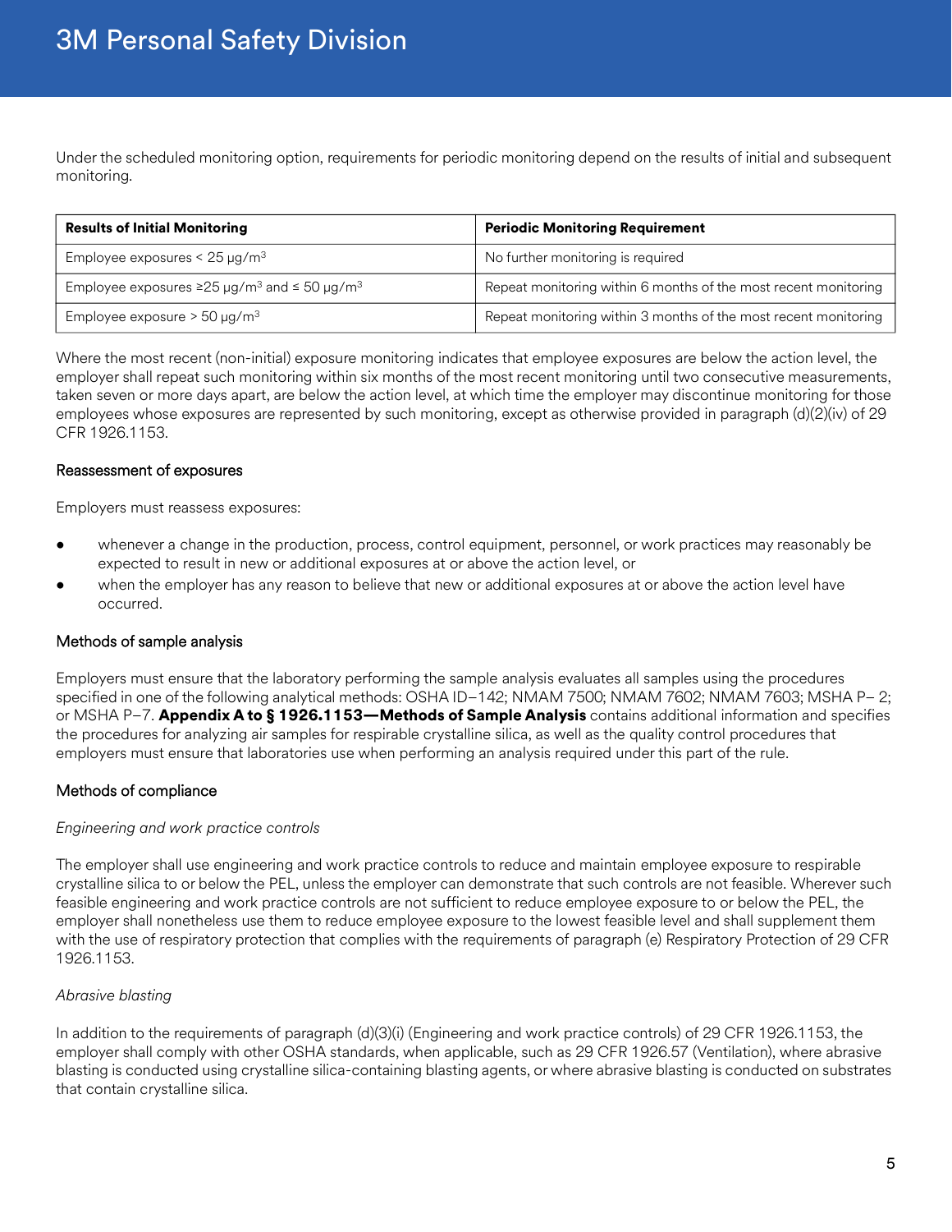Under the scheduled monitoring option, requirements for periodic monitoring depend on the results of initial and subsequent monitoring.

| **Results of Initial Monitoring** | **Periodic Monitoring Requirement** |
|---|---|
| Employee exposures < 25 μg/m$^3$ | No further monitoring is required |
| Employee exposures ≥25 μg/m$^3$ and ≤ 50 μg/m$^3$ | Repeat monitoring within 6 months of the most recent monitoring |
| Employee exposure > 50 μg/m$^3$ | Repeat monitoring within 3 months of the most recent monitoring |

Where the most recent (non-initial) exposure monitoring indicates that employee exposures are below the action level, the employer shall repeat such monitoring within six months of the most recent monitoring until two consecutive measurements, taken seven or more days apart, are below the action level, at which time the employer may discontinue monitoring for those employees whose exposures are represented by such monitoring, except as otherwise provided in paragraph (d)(2)(iv) of 29 CFR 1926.1153.

### Reassessment of exposures

Employers must reassess exposures:

- whenever a change in the production, process, control equipment, personnel, or work practices may reasonably be expected to result in new or additional exposures at or above the action level, or
- when the employer has any reason to believe that new or additional exposures at or above the action level have occurred.

### Methods of sample analysis

Employers must ensure that the laboratory performing the sample analysis evaluates all samples using the procedures specified in one of the following analytical methods: OSHA ID–142; NMAM 7500; NMAM 7602; NMAM 7603; MSHA P– 2; or MSHA P–7. **Appendix A to § 1926.1153—Methods of Sample Analysis** contains additional information and specifies the procedures for analyzing air samples for respirable crystalline silica, as well as the quality control procedures that employers must ensure that laboratories use when performing an analysis required under this part of the rule.

### Methods of compliance

*Engineering and work practice controls*

The employer shall use engineering and work practice controls to reduce and maintain employee exposure to respirable crystalline silica to or below the PEL, unless the employer can demonstrate that such controls are not feasible. Wherever such feasible engineering and work practice controls are not sufficient to reduce employee exposure to or below the PEL, the employer shall nonetheless use them to reduce employee exposure to the lowest feasible level and shall supplement them with the use of respiratory protection that complies with the requirements of paragraph (e) Respiratory Protection of 29 CFR 1926.1153.

*Abrasive blasting*

In addition to the requirements of paragraph (d)(3)(i) (Engineering and work practice controls) of 29 CFR 1926.1153, the employer shall comply with other OSHA standards, when applicable, such as 29 CFR 1926.57 (Ventilation), where abrasive blasting is conducted using crystalline silica-containing blasting agents, or where abrasive blasting is conducted on substrates that contain crystalline silica.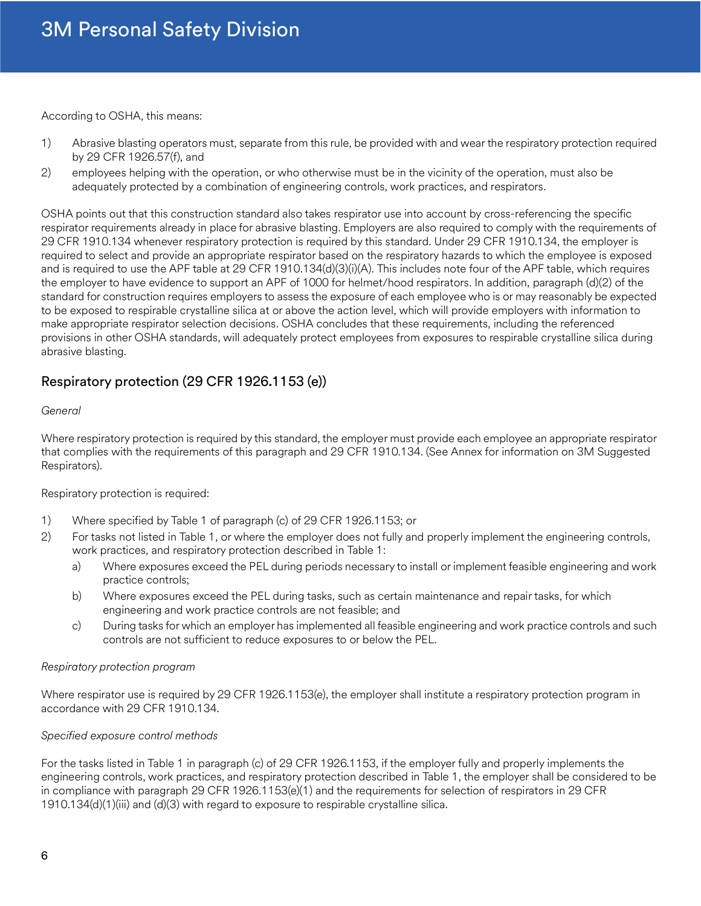According to OSHA, this means:

1) Abrasive blasting operators must, separate from this rule, be provided with and wear the respiratory protection required by 29 CFR 1926.57(f), and
2) employees helping with the operation, or who otherwise must be in the vicinity of the operation, must also be adequately protected by a combination of engineering controls, work practices, and respirators.

OSHA points out that this construction standard also takes respirator use into account by cross-referencing the specific respirator requirements already in place for abrasive blasting. Employers are also required to comply with the requirements of 29 CFR 1910.134 whenever respiratory protection is required by this standard. Under 29 CFR 1910.134, the employer is required to select and provide an appropriate respirator based on the respiratory hazards to which the employee is exposed and is required to use the APF table at 29 CFR 1910.134(d)(3)(i)(A). This includes note four of the APF table, which requires the employer to have evidence to support an APF of 1000 for helmet/hood respirators. In addition, paragraph (d)(2) of the standard for construction requires employers to assess the exposure of each employee who is or may reasonably be expected to be exposed to respirable crystalline silica at or above the action level, which will provide employers with information to make appropriate respirator selection decisions. OSHA concludes that these requirements, including the referenced provisions in other OSHA standards, will adequately protect employees from exposures to respirable crystalline silica during abrasive blasting.

## Respiratory protection (29 CFR 1926.1153 (e))

*General*

Where respiratory protection is required by this standard, the employer must provide each employee an appropriate respirator that complies with the requirements of this paragraph and 29 CFR 1910.134. (See Annex for information on 3M Suggested Respirators).

Respiratory protection is required:

1) Where specified by Table 1 of paragraph (c) of 29 CFR 1926.1153; or
2) For tasks not listed in Table 1, or where the employer does not fully and properly implement the engineering controls, work practices, and respiratory protection described in Table 1:
   a) Where exposures exceed the PEL during periods necessary to install or implement feasible engineering and work practice controls;
   b) Where exposures exceed the PEL during tasks, such as certain maintenance and repair tasks, for which engineering and work practice controls are not feasible; and
   c) During tasks for which an employer has implemented all feasible engineering and work practice controls and such controls are not sufficient to reduce exposures to or below the PEL.

*Respiratory protection program*

Where respirator use is required by 29 CFR 1926.1153(e), the employer shall institute a respiratory protection program in accordance with 29 CFR 1910.134.

*Specified exposure control methods*

For the tasks listed in Table 1 in paragraph (c) of 29 CFR 1926.1153, if the employer fully and properly implements the engineering controls, work practices, and respiratory protection described in Table 1, the employer shall be considered to be in compliance with paragraph 29 CFR 1926.1153(e)(1) and the requirements for selection of respirators in 29 CFR 1910.134(d)(1)(iii) and (d)(3) with regard to exposure to respirable crystalline silica.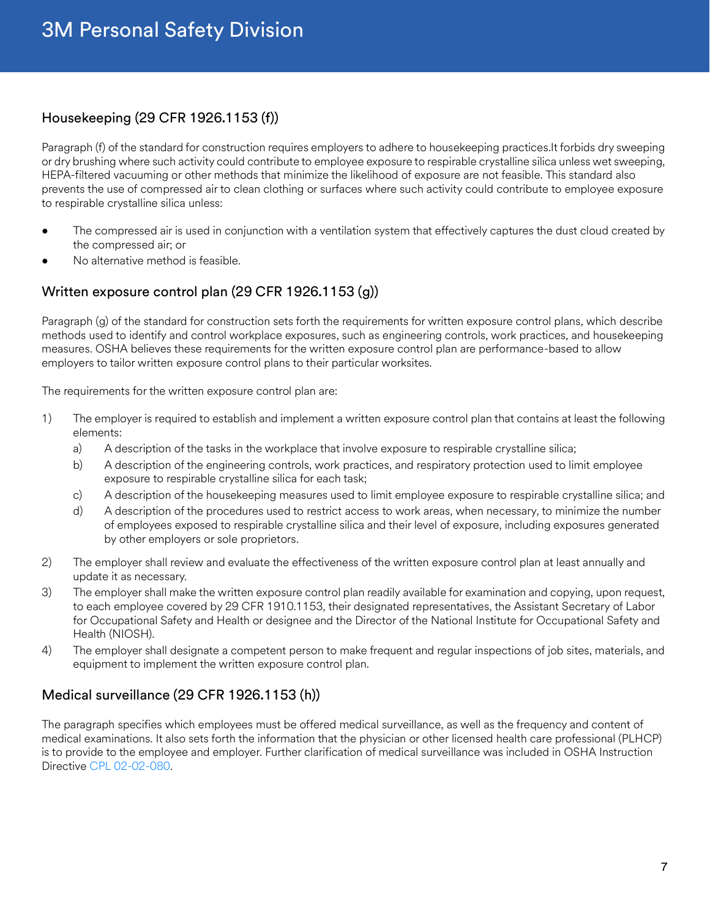## Housekeeping (29 CFR 1926.1153 (f))

Paragraph (f) of the standard for construction requires employers to adhere to housekeeping practices.It forbids dry sweeping or dry brushing where such activity could contribute to employee exposure to respirable crystalline silica unless wet sweeping, HEPA-filtered vacuuming or other methods that minimize the likelihood of exposure are not feasible. This standard also prevents the use of compressed air to clean clothing or surfaces where such activity could contribute to employee exposure to respirable crystalline silica unless:

- The compressed air is used in conjunction with a ventilation system that effectively captures the dust cloud created by the compressed air; or
- No alternative method is feasible.

## Written exposure control plan (29 CFR 1926.1153 (g))

Paragraph (g) of the standard for construction sets forth the requirements for written exposure control plans, which describe methods used to identify and control workplace exposures, such as engineering controls, work practices, and housekeeping measures. OSHA believes these requirements for the written exposure control plan are performance-based to allow employers to tailor written exposure control plans to their particular worksites.

The requirements for the written exposure control plan are:

1) The employer is required to establish and implement a written exposure control plan that contains at least the following elements:
   a) A description of the tasks in the workplace that involve exposure to respirable crystalline silica;
   b) A description of the engineering controls, work practices, and respiratory protection used to limit employee exposure to respirable crystalline silica for each task;
   c) A description of the housekeeping measures used to limit employee exposure to respirable crystalline silica; and
   d) A description of the procedures used to restrict access to work areas, when necessary, to minimize the number of employees exposed to respirable crystalline silica and their level of exposure, including exposures generated by other employers or sole proprietors.
2) The employer shall review and evaluate the effectiveness of the written exposure control plan at least annually and update it as necessary.
3) The employer shall make the written exposure control plan readily available for examination and copying, upon request, to each employee covered by 29 CFR 1910.1153, their designated representatives, the Assistant Secretary of Labor for Occupational Safety and Health or designee and the Director of the National Institute for Occupational Safety and Health (NIOSH).
4) The employer shall designate a competent person to make frequent and regular inspections of job sites, materials, and equipment to implement the written exposure control plan.

## Medical surveillance (29 CFR 1926.1153 (h))

The paragraph specifies which employees must be offered medical surveillance, as well as the frequency and content of medical examinations. It also sets forth the information that the physician or other licensed health care professional (PLHCP) is to provide to the employee and employer. Further clarification of medical surveillance was included in OSHA Instruction Directive CPL 02-02-080.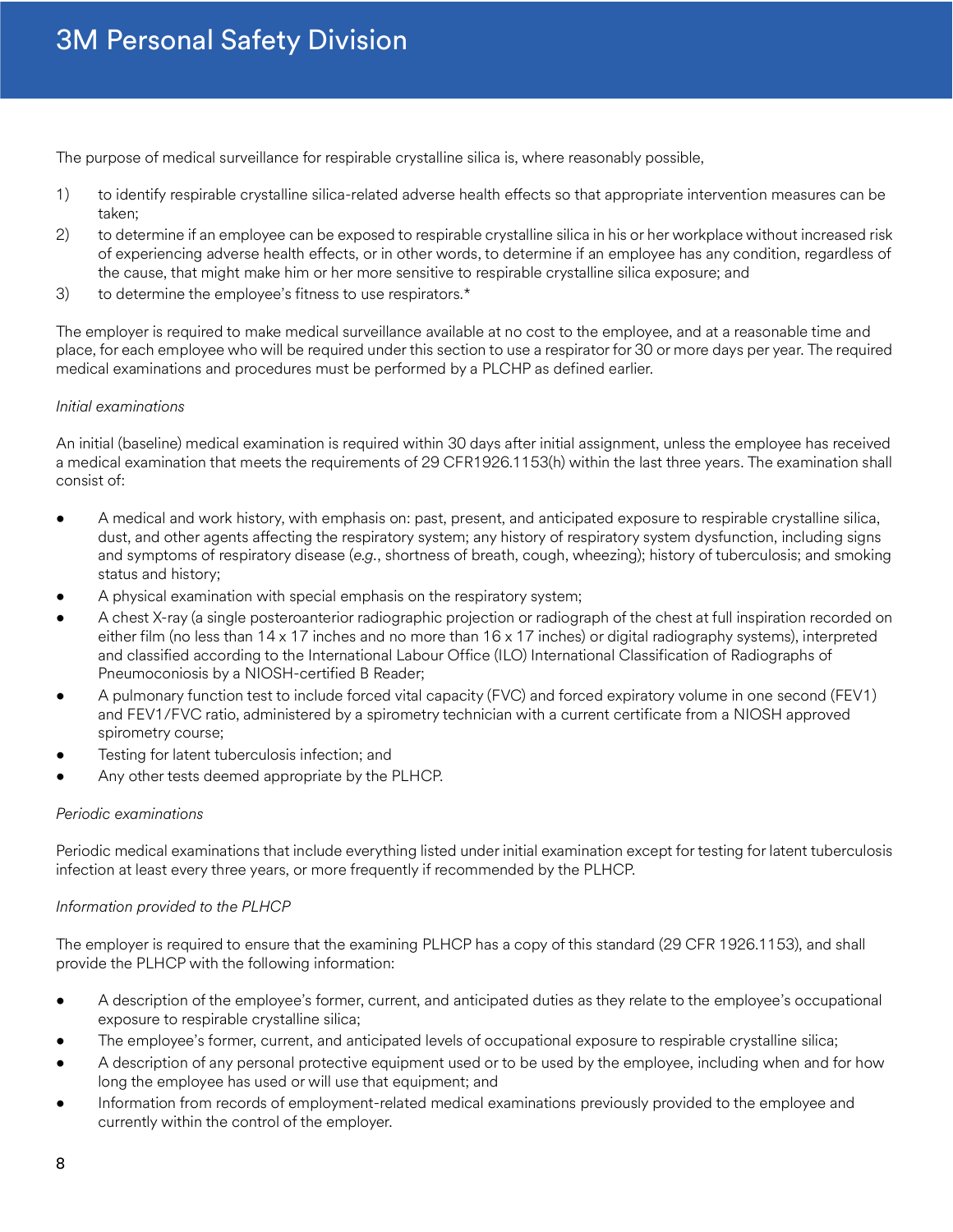The purpose of medical surveillance for respirable crystalline silica is, where reasonably possible,

1) to identify respirable crystalline silica-related adverse health effects so that appropriate intervention measures can be taken;
2) to determine if an employee can be exposed to respirable crystalline silica in his or her workplace without increased risk of experiencing adverse health effects, or in other words, to determine if an employee has any condition, regardless of the cause, that might make him or her more sensitive to respirable crystalline silica exposure; and
3) to determine the employee's fitness to use respirators.*

The employer is required to make medical surveillance available at no cost to the employee, and at a reasonable time and place, for each employee who will be required under this section to use a respirator for 30 or more days per year. The required medical examinations and procedures must be performed by a PLCHP as defined earlier.

*Initial examinations*

An initial (baseline) medical examination is required within 30 days after initial assignment, unless the employee has received a medical examination that meets the requirements of 29 CFR1926.1153(h) within the last three years. The examination shall consist of:

- A medical and work history, with emphasis on: past, present, and anticipated exposure to respirable crystalline silica, dust, and other agents affecting the respiratory system; any history of respiratory system dysfunction, including signs and symptoms of respiratory disease (*e.g.*, shortness of breath, cough, wheezing); history of tuberculosis; and smoking status and history;
- A physical examination with special emphasis on the respiratory system;
- A chest X-ray (a single posteroanterior radiographic projection or radiograph of the chest at full inspiration recorded on either film (no less than 14 x 17 inches and no more than 16 x 17 inches) or digital radiography systems), interpreted and classified according to the International Labour Office (ILO) International Classification of Radiographs of Pneumoconiosis by a NIOSH-certified B Reader;
- A pulmonary function test to include forced vital capacity (FVC) and forced expiratory volume in one second (FEV1) and FEV1/FVC ratio, administered by a spirometry technician with a current certificate from a NIOSH approved spirometry course;
- Testing for latent tuberculosis infection; and
- Any other tests deemed appropriate by the PLHCP.

*Periodic examinations*

Periodic medical examinations that include everything listed under initial examination except for testing for latent tuberculosis infection at least every three years, or more frequently if recommended by the PLHCP.

*Information provided to the PLHCP*

The employer is required to ensure that the examining PLHCP has a copy of this standard (29 CFR 1926.1153), and shall provide the PLHCP with the following information:

- A description of the employee's former, current, and anticipated duties as they relate to the employee's occupational exposure to respirable crystalline silica;
- The employee's former, current, and anticipated levels of occupational exposure to respirable crystalline silica;
- A description of any personal protective equipment used or to be used by the employee, including when and for how long the employee has used or will use that equipment; and
- Information from records of employment-related medical examinations previously provided to the employee and currently within the control of the employer.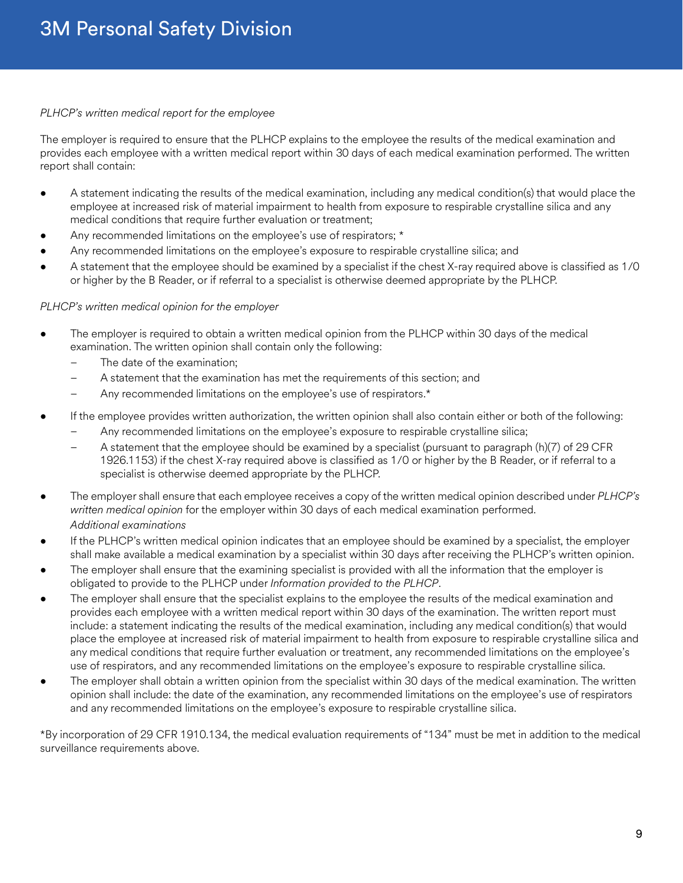*PLHCP's written medical report for the employee*

The employer is required to ensure that the PLHCP explains to the employee the results of the medical examination and provides each employee with a written medical report within 30 days of each medical examination performed. The written report shall contain:

- A statement indicating the results of the medical examination, including any medical condition(s) that would place the employee at increased risk of material impairment to health from exposure to respirable crystalline silica and any medical conditions that require further evaluation or treatment;
- Any recommended limitations on the employee's use of respirators; *
- Any recommended limitations on the employee's exposure to respirable crystalline silica; and
- A statement that the employee should be examined by a specialist if the chest X-ray required above is classified as 1/0 or higher by the B Reader, or if referral to a specialist is otherwise deemed appropriate by the PLHCP.

*PLHCP's written medical opinion for the employer*

- The employer is required to obtain a written medical opinion from the PLHCP within 30 days of the medical examination. The written opinion shall contain only the following:
  - The date of the examination;
  - A statement that the examination has met the requirements of this section; and
  - Any recommended limitations on the employee's use of respirators.*
- If the employee provides written authorization, the written opinion shall also contain either or both of the following:
  - Any recommended limitations on the employee's exposure to respirable crystalline silica;
  - A statement that the employee should be examined by a specialist (pursuant to paragraph (h)(7) of 29 CFR 1926.1153) if the chest X-ray required above is classified as 1/0 or higher by the B Reader, or if referral to a specialist is otherwise deemed appropriate by the PLHCP.
- The employer shall ensure that each employee receives a copy of the written medical opinion described under *PLHCP's written medical opinion* for the employer within 30 days of each medical examination performed.

*Additional examinations*

- If the PLHCP's written medical opinion indicates that an employee should be examined by a specialist, the employer shall make available a medical examination by a specialist within 30 days after receiving the PLHCP's written opinion.
- The employer shall ensure that the examining specialist is provided with all the information that the employer is obligated to provide to the PLHCP under *Information provided to the PLHCP*.
- The employer shall ensure that the specialist explains to the employee the results of the medical examination and provides each employee with a written medical report within 30 days of the examination. The written report must include: a statement indicating the results of the medical examination, including any medical condition(s) that would place the employee at increased risk of material impairment to health from exposure to respirable crystalline silica and any medical conditions that require further evaluation or treatment, any recommended limitations on the employee's use of respirators, and any recommended limitations on the employee's exposure to respirable crystalline silica.
- The employer shall obtain a written opinion from the specialist within 30 days of the medical examination. The written opinion shall include: the date of the examination, any recommended limitations on the employee's use of respirators and any recommended limitations on the employee's exposure to respirable crystalline silica.

*By incorporation of 29 CFR 1910.134, the medical evaluation requirements of "134" must be met in addition to the medical surveillance requirements above.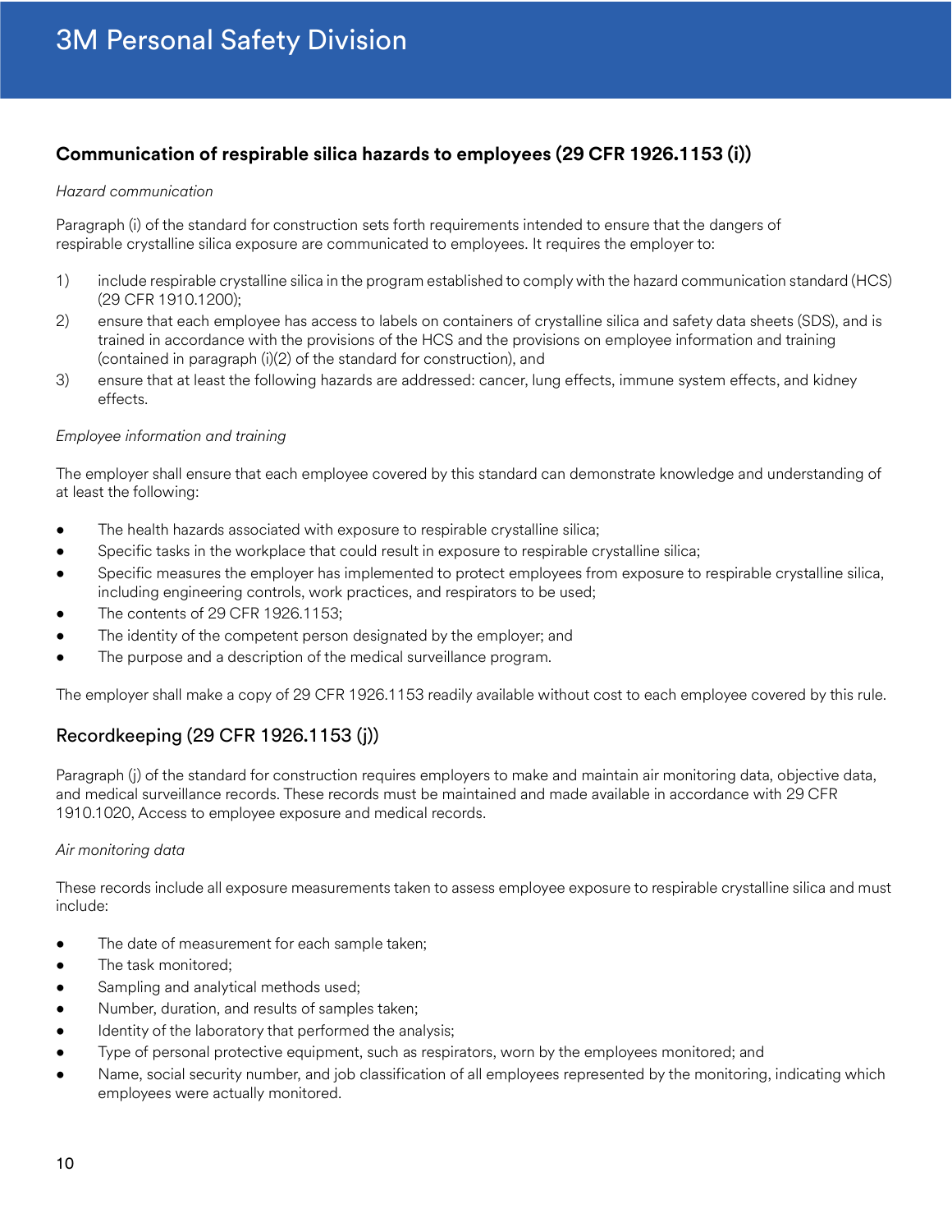## Communication of respirable silica hazards to employees (29 CFR 1926.1153 (i))

*Hazard communication*

Paragraph (i) of the standard for construction sets forth requirements intended to ensure that the dangers of respirable crystalline silica exposure are communicated to employees. It requires the employer to:

1) include respirable crystalline silica in the program established to comply with the hazard communication standard (HCS) (29 CFR 1910.1200);
2) ensure that each employee has access to labels on containers of crystalline silica and safety data sheets (SDS), and is trained in accordance with the provisions of the HCS and the provisions on employee information and training (contained in paragraph (i)(2) of the standard for construction), and
3) ensure that at least the following hazards are addressed: cancer, lung effects, immune system effects, and kidney effects.

*Employee information and training*

The employer shall ensure that each employee covered by this standard can demonstrate knowledge and understanding of at least the following:

- The health hazards associated with exposure to respirable crystalline silica;
- Specific tasks in the workplace that could result in exposure to respirable crystalline silica;
- Specific measures the employer has implemented to protect employees from exposure to respirable crystalline silica, including engineering controls, work practices, and respirators to be used;
- The contents of 29 CFR 1926.1153;
- The identity of the competent person designated by the employer; and
- The purpose and a description of the medical surveillance program.

The employer shall make a copy of 29 CFR 1926.1153 readily available without cost to each employee covered by this rule.

## Recordkeeping (29 CFR 1926.1153 (j))

Paragraph (j) of the standard for construction requires employers to make and maintain air monitoring data, objective data, and medical surveillance records. These records must be maintained and made available in accordance with 29 CFR 1910.1020, Access to employee exposure and medical records.

*Air monitoring data*

These records include all exposure measurements taken to assess employee exposure to respirable crystalline silica and must include:

- The date of measurement for each sample taken;
- The task monitored;
- Sampling and analytical methods used;
- Number, duration, and results of samples taken;
- Identity of the laboratory that performed the analysis;
- Type of personal protective equipment, such as respirators, worn by the employees monitored; and
- Name, social security number, and job classification of all employees represented by the monitoring, indicating which employees were actually monitored.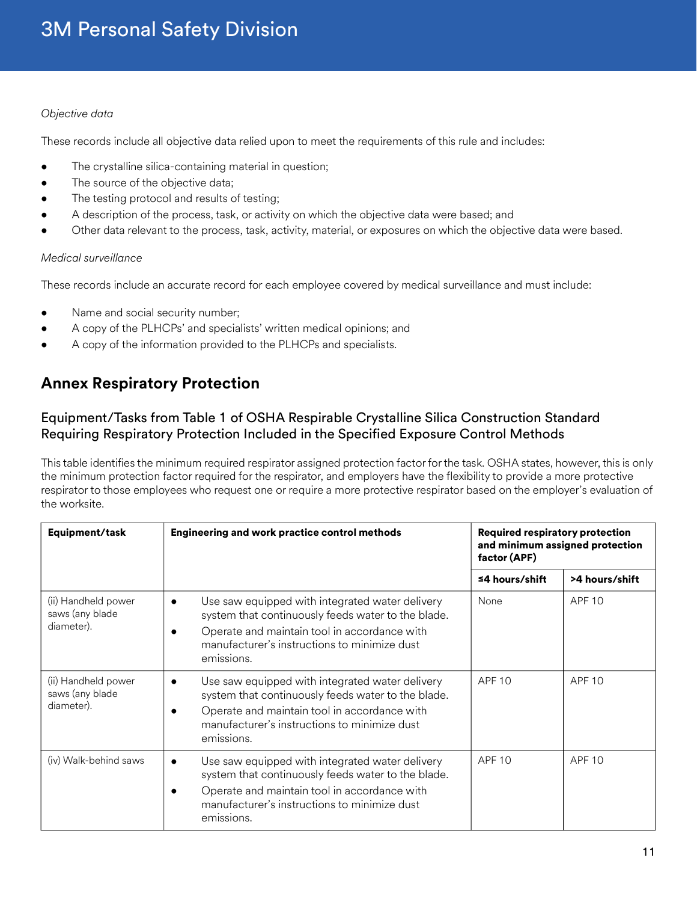*Objective data*

These records include all objective data relied upon to meet the requirements of this rule and includes:

- The crystalline silica-containing material in question;
- The source of the objective data;
- The testing protocol and results of testing;
- A description of the process, task, or activity on which the objective data were based; and
- Other data relevant to the process, task, activity, material, or exposures on which the objective data were based.

*Medical surveillance*

These records include an accurate record for each employee covered by medical surveillance and must include:

- Name and social security number;
- A copy of the PLHCPs' and specialists' written medical opinions; and
- A copy of the information provided to the PLHCPs and specialists.

## Annex Respiratory Protection

### Equipment/Tasks from Table 1 of OSHA Respirable Crystalline Silica Construction Standard Requiring Respiratory Protection Included in the Specified Exposure Control Methods

This table identifies the minimum required respirator assigned protection factor for the task. OSHA states, however, this is only the minimum protection factor required for the respirator, and employers have the flexibility to provide a more protective respirator to those employees who request one or require a more protective respirator based on the employer's evaluation of the worksite.

| Equipment/task | Engineering and work practice control methods | Required respiratory protection and minimum assigned protection factor (APF) | |
|---|---|---|---|
| | | **≤4 hours/shift** | **>4 hours/shift** |
| (ii) Handheld power saws (any blade diameter). | • Use saw equipped with integrated water delivery system that continuously feeds water to the blade.<br>• Operate and maintain tool in accordance with manufacturer's instructions to minimize dust emissions. | None | APF 10 |
| (ii) Handheld power saws (any blade diameter). | • Use saw equipped with integrated water delivery system that continuously feeds water to the blade.<br>• Operate and maintain tool in accordance with manufacturer's instructions to minimize dust emissions. | APF 10 | APF 10 |
| (iv) Walk-behind saws | • Use saw equipped with integrated water delivery system that continuously feeds water to the blade.<br>• Operate and maintain tool in accordance with manufacturer's instructions to minimize dust emissions. | APF 10 | APF 10 |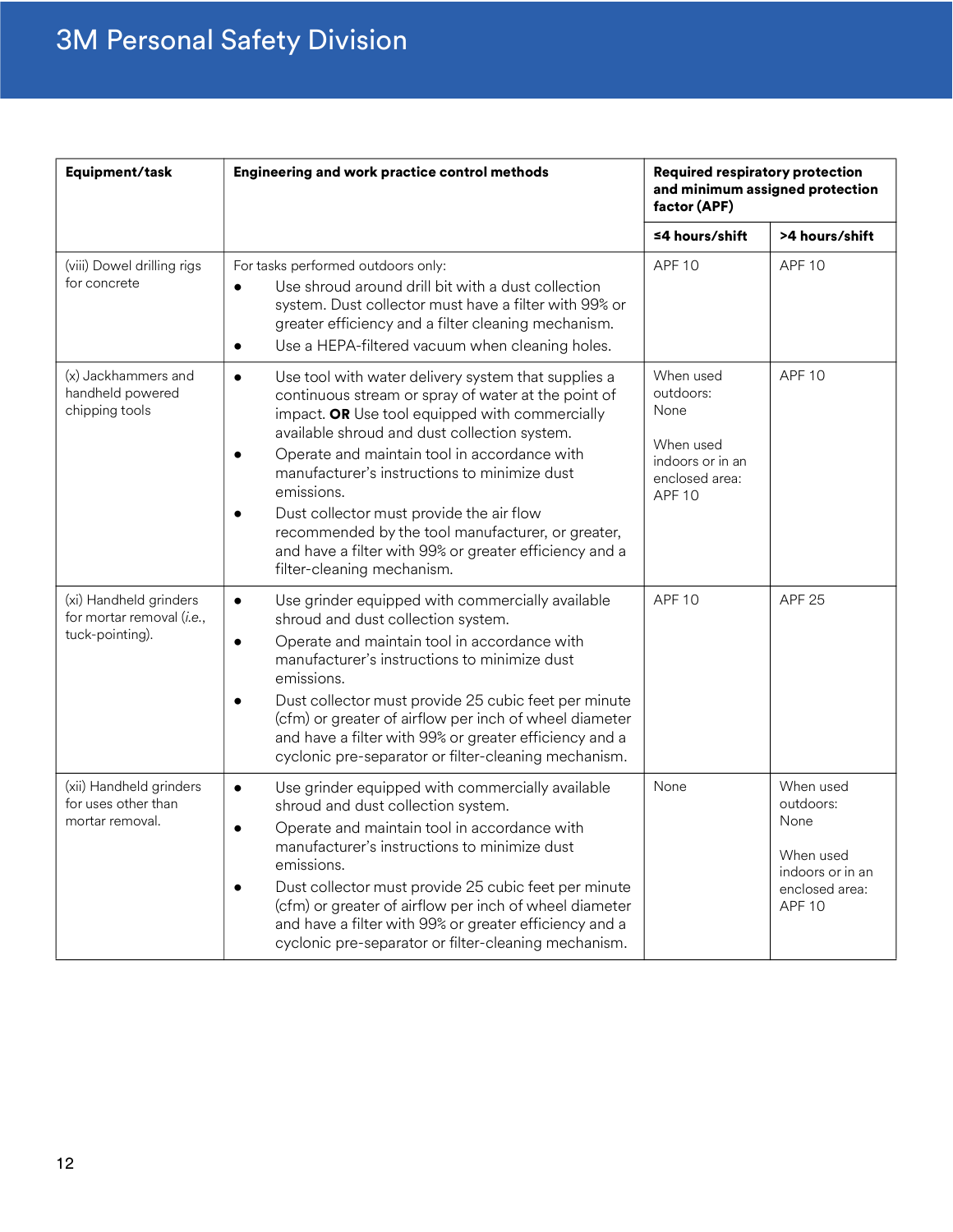| Equipment/task | Engineering and work practice control methods | Required respiratory protection and minimum assigned protection factor (APF) | |
|---|---|---|---|
| | | ≤4 hours/shift | >4 hours/shift |
| (viii) Dowel drilling rigs for concrete | For tasks performed outdoors only:<br>• Use shroud around drill bit with a dust collection system. Dust collector must have a filter with 99% or greater efficiency and a filter cleaning mechanism.<br>• Use a HEPA-filtered vacuum when cleaning holes. | APF 10 | APF 10 |
| (x) Jackhammers and handheld powered chipping tools | • Use tool with water delivery system that supplies a continuous stream or spray of water at the point of impact. **OR** Use tool equipped with commercially available shroud and dust collection system.<br>• Operate and maintain tool in accordance with manufacturer's instructions to minimize dust emissions.<br>• Dust collector must provide the air flow recommended by the tool manufacturer, or greater, and have a filter with 99% or greater efficiency and a filter-cleaning mechanism. | When used outdoors: None<br><br>When used indoors or in an enclosed area: APF 10 | APF 10 |
| (xi) Handheld grinders for mortar removal (*i.e.*, tuck-pointing). | • Use grinder equipped with commercially available shroud and dust collection system.<br>• Operate and maintain tool in accordance with manufacturer's instructions to minimize dust emissions.<br>• Dust collector must provide 25 cubic feet per minute (cfm) or greater of airflow per inch of wheel diameter and have a filter with 99% or greater efficiency and a cyclonic pre-separator or filter-cleaning mechanism. | APF 10 | APF 25 |
| (xii) Handheld grinders for uses other than mortar removal. | • Use grinder equipped with commercially available shroud and dust collection system.<br>• Operate and maintain tool in accordance with manufacturer's instructions to minimize dust emissions.<br>• Dust collector must provide 25 cubic feet per minute (cfm) or greater of airflow per inch of wheel diameter and have a filter with 99% or greater efficiency and a cyclonic pre-separator or filter-cleaning mechanism. | None | When used outdoors: None<br><br>When used indoors or in an enclosed area: APF 10 |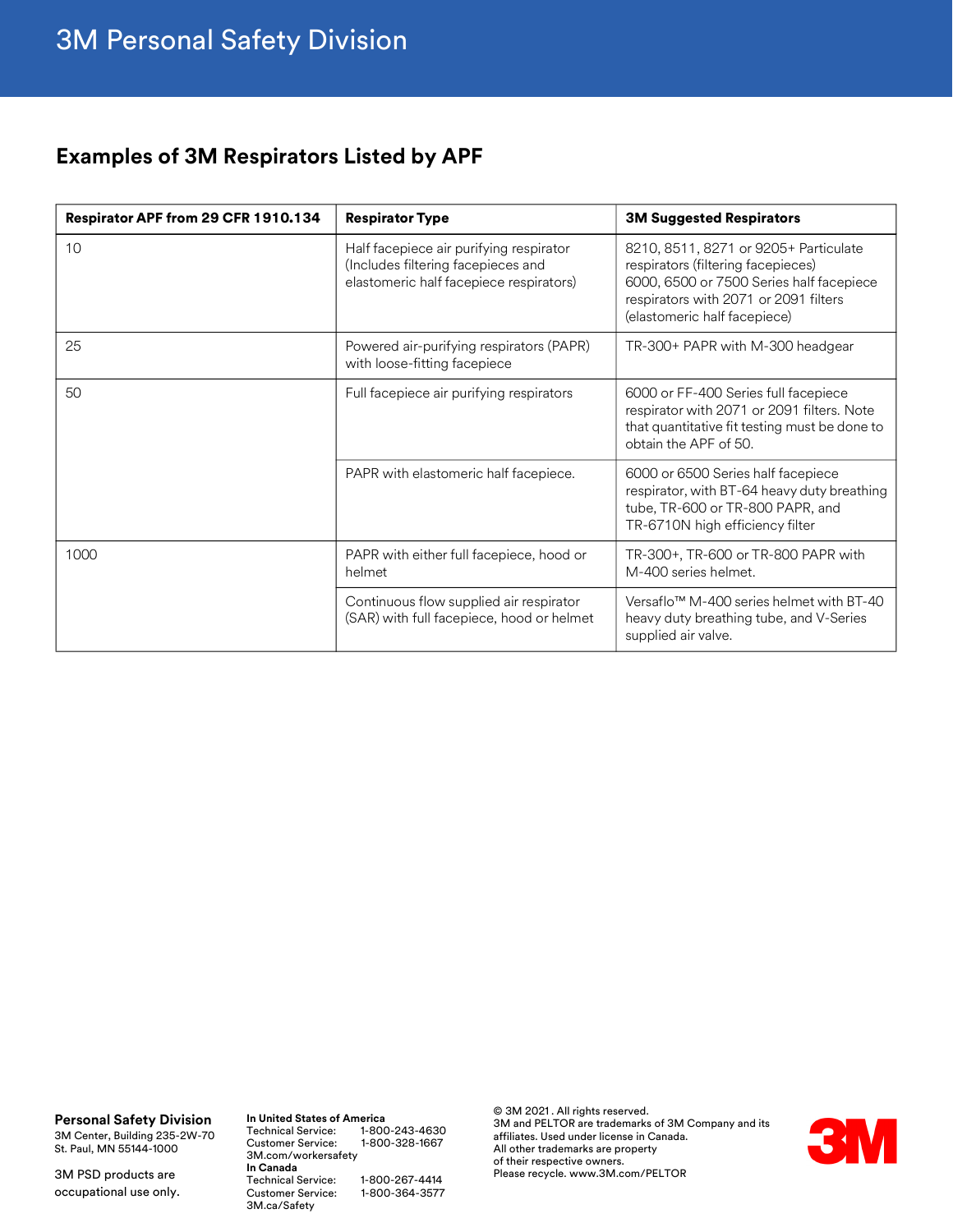## Examples of 3M Respirators Listed by APF

| Respirator APF from 29 CFR 1910.134 | Respirator Type | 3M Suggested Respirators |
|---|---|---|
| 10 | Half facepiece air purifying respirator (Includes filtering facepieces and elastomeric half facepiece respirators) | 8210, 8511, 8271 or 9205+ Particulate respirators (filtering facepieces) 6000, 6500 or 7500 Series half facepiece respirators with 2071 or 2091 filters (elastomeric half facepiece) |
| 25 | Powered air-purifying respirators (PAPR) with loose-fitting facepiece | TR-300+ PAPR with M-300 headgear |
| 50 | Full facepiece air purifying respirators | 6000 or FF-400 Series full facepiece respirator with 2071 or 2091 filters. Note that quantitative fit testing must be done to obtain the APF of 50. |
| | PAPR with elastomeric half facepiece. | 6000 or 6500 Series half facepiece respirator, with BT-64 heavy duty breathing tube, TR-600 or TR-800 PAPR, and TR-6710N high efficiency filter |
| 1000 | PAPR with either full facepiece, hood or helmet | TR-300+, TR-600 or TR-800 PAPR with M-400 series helmet. |
| | Continuous flow supplied air respirator (SAR) with full facepiece, hood or helmet | Versaflo™ M-400 series helmet with BT-40 heavy duty breathing tube, and V-Series supplied air valve. |

**Personal Safety Division**
3M Center, Building 235-2W-70
St. Paul, MN 55144-1000

3M PSD products are occupational use only.

**In United States of America**
Technical Service: 1-800-243-4630
Customer Service: 1-800-328-1667
3M.com/workersafety
**In Canada**
Technical Service: 1-800-267-4414
Customer Service: 1-800-364-3577
3M.ca/Safety

© 3M 2021. All rights reserved.
3M and PELTOR are trademarks of 3M Company and its affiliates. Used under license in Canada.
All other trademarks are property of their respective owners.
Please recycle. www.3M.com/PELTOR